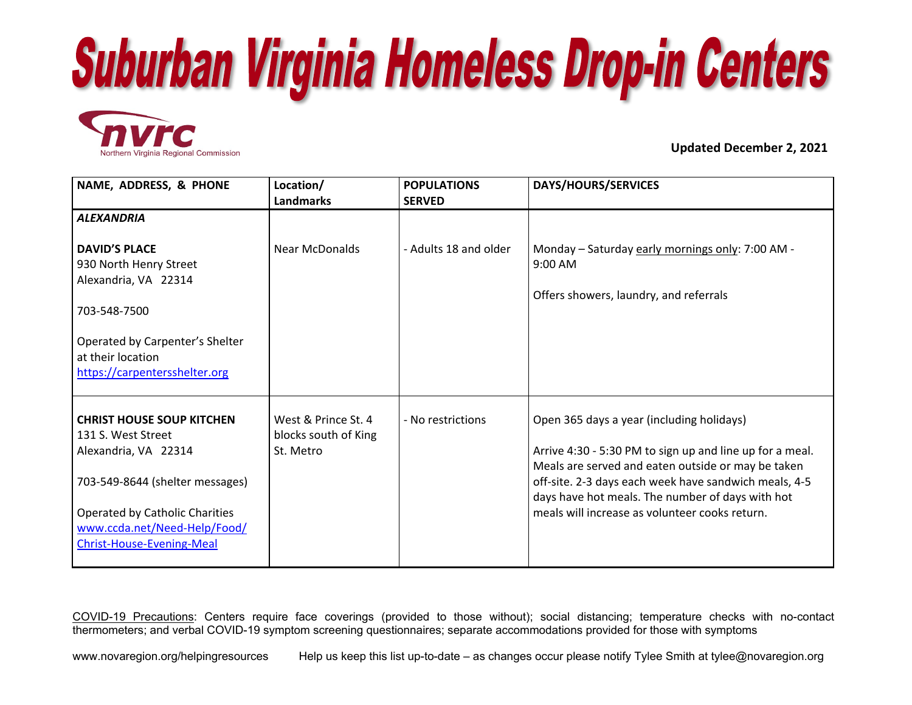# Suburban Virginia Homeless Drop-in Centers

nvrc
Northern Virginia Regional Commission

**Updated December 2, 2021**

| NAME, ADDRESS, & PHONE | Location/ Landmarks | POPULATIONS SERVED | DAYS/HOURS/SERVICES |
|---|---|---|---|
| ***ALEXANDRIA*** | | | |
| **DAVID'S PLACE**<br>930 North Henry Street<br>Alexandria, VA 22314<br><br>703-548-7500<br><br>Operated by Carpenter's Shelter at their location<br>https://carpentersshelter.org | Near McDonalds | - Adults 18 and older | Monday – Saturday early mornings only: 7:00 AM - 9:00 AM<br><br>Offers showers, laundry, and referrals |
| **CHRIST HOUSE SOUP KITCHEN**<br>131 S. West Street<br>Alexandria, VA 22314<br><br>703-549-8644 (shelter messages)<br><br>Operated by Catholic Charities<br>www.ccda.net/Need-Help/Food/Christ-House-Evening-Meal | West & Prince St. 4 blocks south of King St. Metro | - No restrictions | Open 365 days a year (including holidays)<br><br>Arrive 4:30 - 5:30 PM to sign up and line up for a meal. Meals are served and eaten outside or may be taken off-site. 2-3 days each week have sandwich meals, 4-5 days have hot meals. The number of days with hot meals will increase as volunteer cooks return. |

COVID-19 Precautions: Centers require face coverings (provided to those without); social distancing; temperature checks with no-contact thermometers; and verbal COVID-19 symptom screening questionnaires; separate accommodations provided for those with symptoms

www.novaregion.org/helpingresources Help us keep this list up-to-date – as changes occur please notify Tylee Smith at tylee@novaregion.org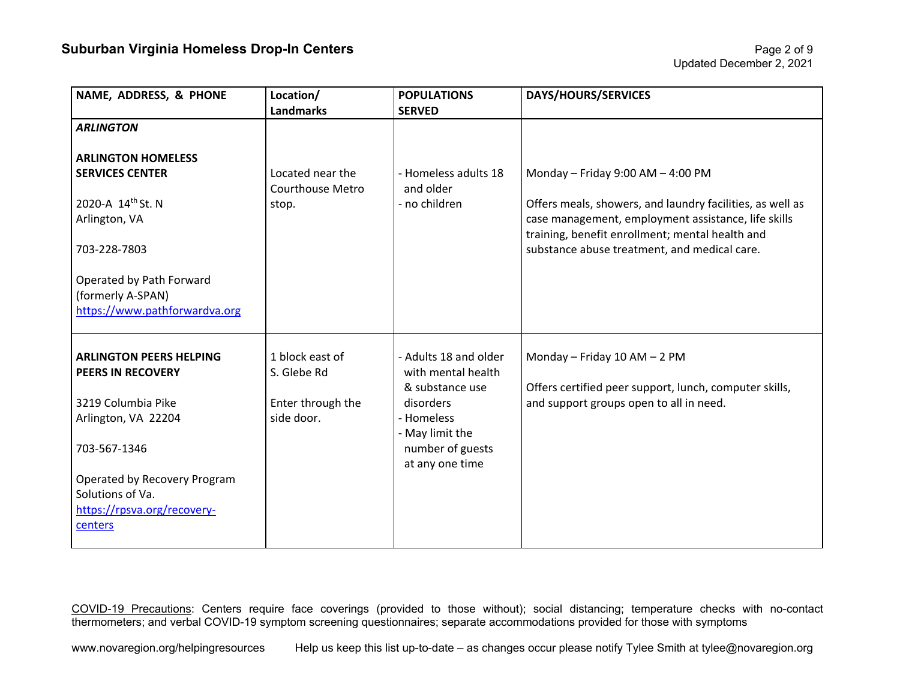| NAME, ADDRESS, & PHONE | Location/ Landmarks | POPULATIONS SERVED | DAYS/HOURS/SERVICES |
|---|---|---|---|
| ***ARLINGTON*** <br><br> **ARLINGTON HOMELESS SERVICES CENTER** <br><br> 2020-A 14th St. N <br> Arlington, VA <br><br> 703-228-7803 <br><br> Operated by Path Forward (formerly A-SPAN) <br> [https://www.pathforwardva.org](https://www.pathforwardva.org) | Located near the Courthouse Metro stop. | - Homeless adults 18 and older <br> - no children | Monday – Friday 9:00 AM – 4:00 PM <br><br> Offers meals, showers, and laundry facilities, as well as case management, employment assistance, life skills training, benefit enrollment; mental health and substance abuse treatment, and medical care. |
| **ARLINGTON PEERS HELPING PEERS IN RECOVERY** <br><br> 3219 Columbia Pike <br> Arlington, VA 22204 <br><br> 703-567-1346 <br><br> Operated by Recovery Program Solutions of Va. <br> [https://rpsva.org/recovery-centers](https://rpsva.org/recovery-centers) | 1 block east of S. Glebe Rd <br><br> Enter through the side door. | - Adults 18 and older with mental health & substance use disorders <br> - Homeless <br> - May limit the number of guests at any one time | Monday – Friday 10 AM – 2 PM <br><br> Offers certified peer support, lunch, computer skills, and support groups open to all in need. |

COVID-19 Precautions: Centers require face coverings (provided to those without); social distancing; temperature checks with no-contact thermometers; and verbal COVID-19 symptom screening questionnaires; separate accommodations provided for those with symptoms

www.novaregion.org/helpingresources Help us keep this list up-to-date – as changes occur please notify Tylee Smith at tylee@novaregion.org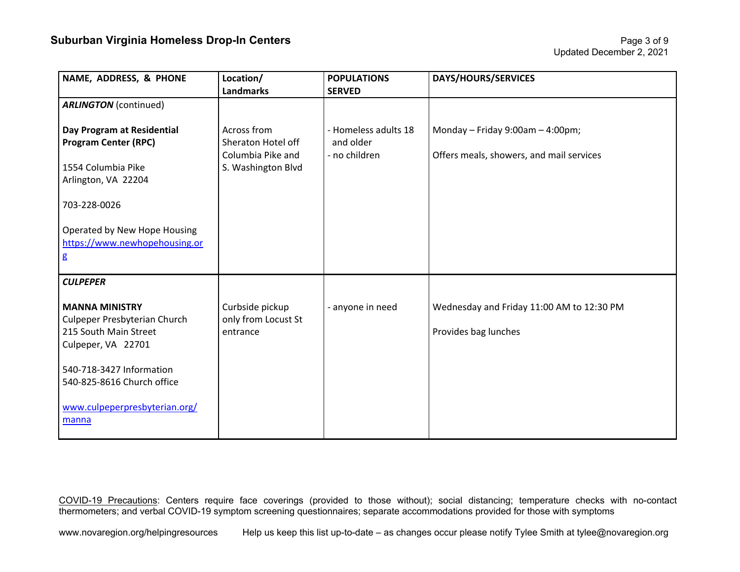## Suburban Virginia Homeless Drop-In Centers

Updated December 2, 2021

| NAME, ADDRESS, & PHONE | Location/ Landmarks | POPULATIONS SERVED | DAYS/HOURS/SERVICES |
|---|---|---|---|
| ***ARLINGTON*** (continued) | | | |
| **Day Program at Residential Program Center (RPC)**<br><br>1554 Columbia Pike<br>Arlington, VA 22204<br><br>703-228-0026<br><br>Operated by New Hope Housing<br>https://www.newhopehousing.org | Across from Sheraton Hotel off Columbia Pike and S. Washington Blvd | - Homeless adults 18 and older<br>- no children | Monday – Friday 9:00am – 4:00pm;<br><br>Offers meals, showers, and mail services |
| ***CULPEPER*** | | | |
| **MANNA MINISTRY**<br>Culpeper Presbyterian Church<br>215 South Main Street<br>Culpeper, VA 22701<br><br>540-718-3427 Information<br>540-825-8616 Church office<br><br>www.culpeperpresbyterian.org/manna | Curbside pickup only from Locust St entrance | - anyone in need | Wednesday and Friday 11:00 AM to 12:30 PM<br><br>Provides bag lunches |

COVID-19 Precautions: Centers require face coverings (provided to those without); social distancing; temperature checks with no-contact thermometers; and verbal COVID-19 symptom screening questionnaires; separate accommodations provided for those with symptoms

www.novaregion.org/helpingresources Help us keep this list up-to-date – as changes occur please notify Tylee Smith at tylee@novaregion.org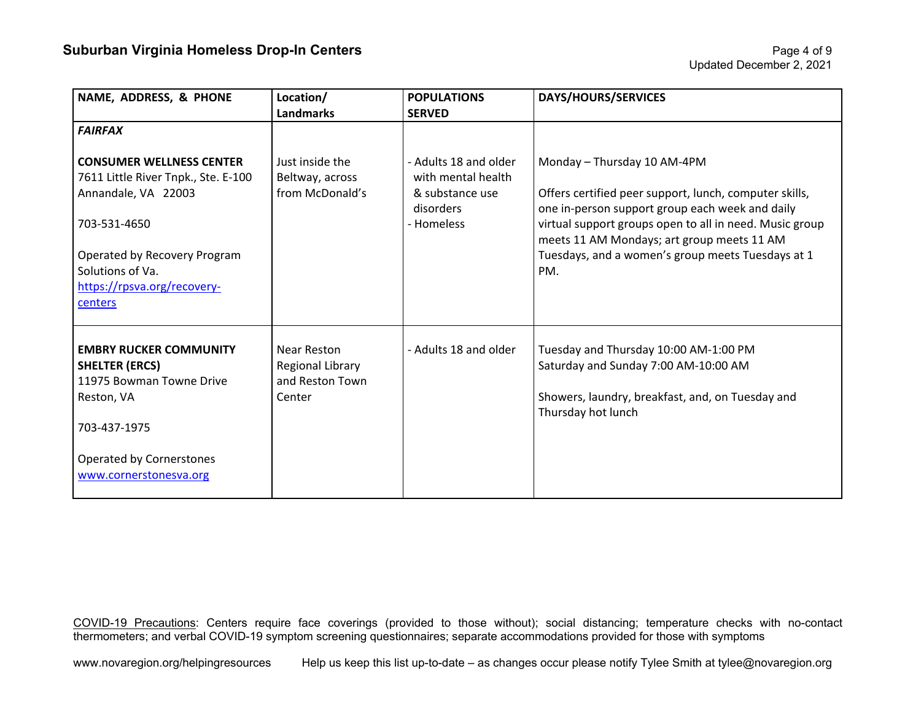## Suburban Virginia Homeless Drop-In Centers

| NAME, ADDRESS, & PHONE | Location/ Landmarks | POPULATIONS SERVED | DAYS/HOURS/SERVICES |
|---|---|---|---|
| ***FAIRFAX*** | | | |
| **CONSUMER WELLNESS CENTER**<br>7611 Little River Tnpk., Ste. E-100<br>Annandale, VA 22003<br><br>703-531-4650<br><br>Operated by Recovery Program Solutions of Va.<br>[https://rpsva.org/recovery-centers](https://rpsva.org/recovery-centers) | Just inside the Beltway, across from McDonald's | - Adults 18 and older with mental health & substance use disorders<br>- Homeless | Monday – Thursday 10 AM-4PM<br><br>Offers certified peer support, lunch, computer skills, one in-person support group each week and daily virtual support groups open to all in need. Music group meets 11 AM Mondays; art group meets 11 AM Tuesdays, and a women's group meets Tuesdays at 1 PM. |
| **EMBRY RUCKER COMMUNITY SHELTER (ERCS)**<br>11975 Bowman Towne Drive<br>Reston, VA<br><br>703-437-1975<br><br>Operated by Cornerstones<br>[www.cornerstonesva.org](www.cornerstonesva.org) | Near Reston Regional Library and Reston Town Center | - Adults 18 and older | Tuesday and Thursday 10:00 AM-1:00 PM<br>Saturday and Sunday 7:00 AM-10:00 AM<br><br>Showers, laundry, breakfast, and, on Tuesday and Thursday hot lunch |

COVID-19 Precautions: Centers require face coverings (provided to those without); social distancing; temperature checks with no-contact thermometers; and verbal COVID-19 symptom screening questionnaires; separate accommodations provided for those with symptoms

www.novaregion.org/helpingresources Help us keep this list up-to-date – as changes occur please notify Tylee Smith at tylee@novaregion.org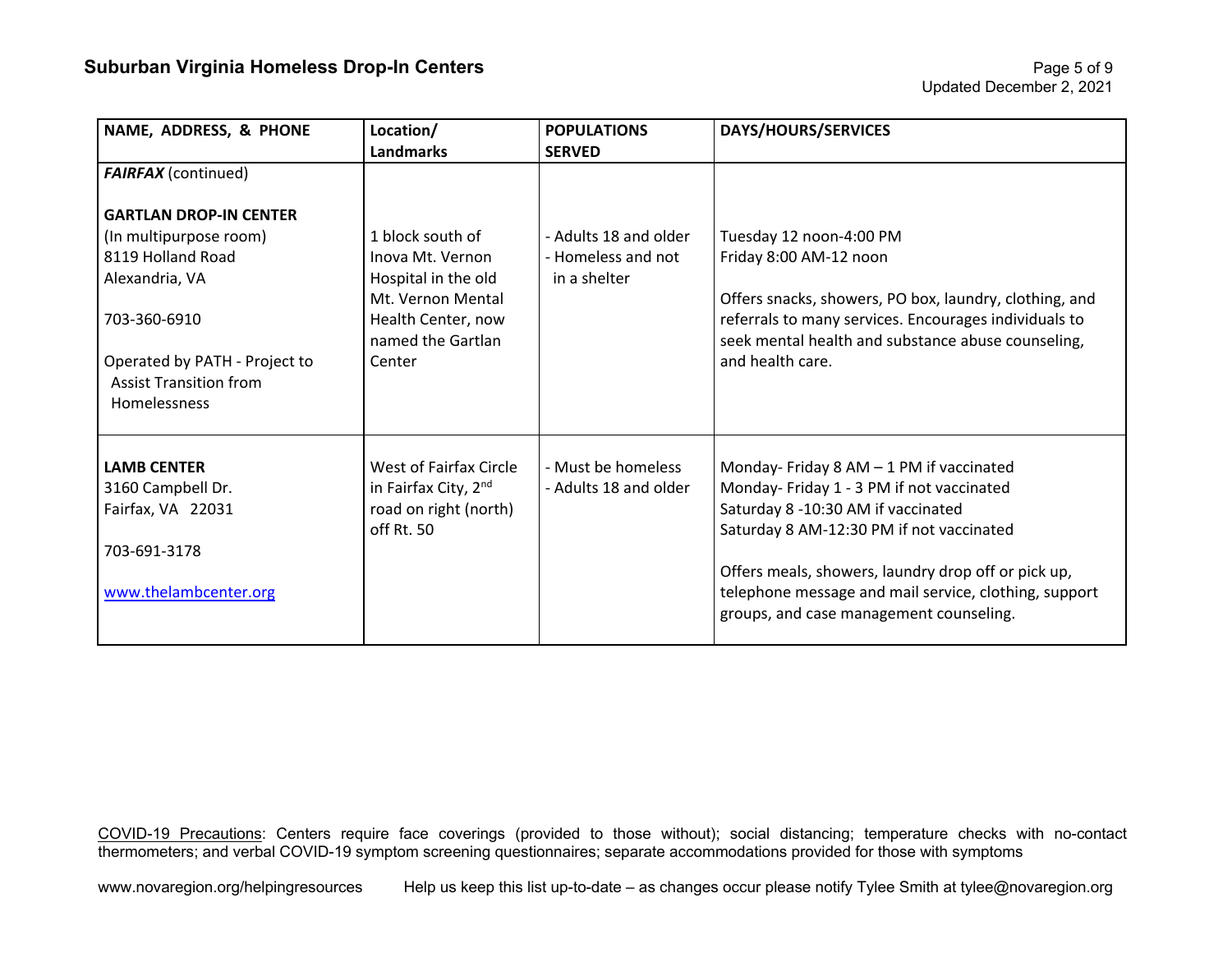| NAME, ADDRESS, & PHONE | Location/ Landmarks | POPULATIONS SERVED | DAYS/HOURS/SERVICES |
|---|---|---|---|
| ***FAIRFAX*** (continued)<br><br>**GARTLAN DROP-IN CENTER**<br>(In multipurpose room)<br>8119 Holland Road<br>Alexandria, VA<br><br>703-360-6910<br><br>Operated by PATH - Project to Assist Transition from Homelessness | 1 block south of Inova Mt. Vernon Hospital in the old Mt. Vernon Mental Health Center, now named the Gartlan Center | - Adults 18 and older<br>- Homeless and not in a shelter | Tuesday 12 noon-4:00 PM<br>Friday 8:00 AM-12 noon<br><br>Offers snacks, showers, PO box, laundry, clothing, and referrals to many services. Encourages individuals to seek mental health and substance abuse counseling, and health care. |
| **LAMB CENTER**<br>3160 Campbell Dr.<br>Fairfax, VA 22031<br><br>703-691-3178<br><br>www.thelambcenter.org | West of Fairfax Circle in Fairfax City, 2nd road on right (north) off Rt. 50 | - Must be homeless<br>- Adults 18 and older | Monday- Friday 8 AM – 1 PM if vaccinated<br>Monday- Friday 1 - 3 PM if not vaccinated<br>Saturday 8 -10:30 AM if vaccinated<br>Saturday 8 AM-12:30 PM if not vaccinated<br><br>Offers meals, showers, laundry drop off or pick up, telephone message and mail service, clothing, support groups, and case management counseling. |

COVID-19 Precautions: Centers require face coverings (provided to those without); social distancing; temperature checks with no-contact thermometers; and verbal COVID-19 symptom screening questionnaires; separate accommodations provided for those with symptoms

www.novaregion.org/helpingresources Help us keep this list up-to-date – as changes occur please notify Tylee Smith at tylee@novaregion.org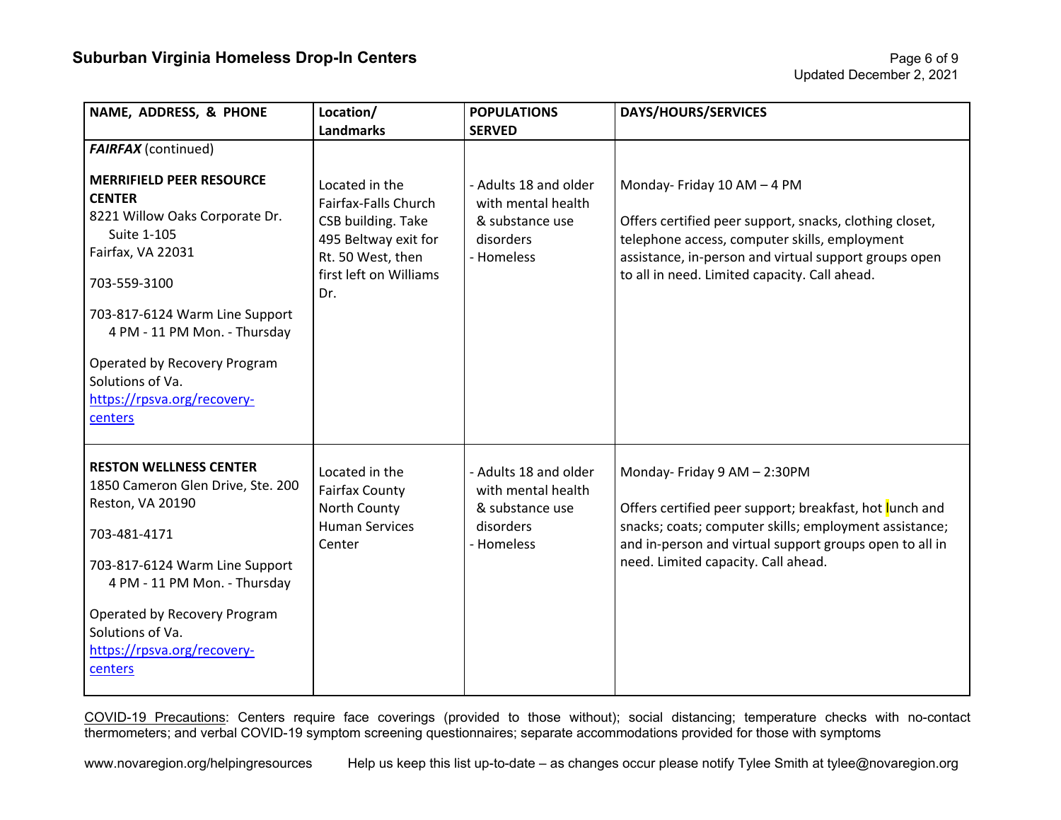## Suburban Virginia Homeless Drop-In Centers

Updated December 2, 2021

| NAME, ADDRESS, & PHONE | Location/ Landmarks | POPULATIONS SERVED | DAYS/HOURS/SERVICES |
|---|---|---|---|
| ***FAIRFAX*** (continued)<br><br>**MERRIFIELD PEER RESOURCE CENTER**<br>8221 Willow Oaks Corporate Dr. Suite 1-105<br>Fairfax, VA 22031<br><br>703-559-3100<br><br>703-817-6124 Warm Line Support 4 PM - 11 PM Mon. - Thursday<br><br>Operated by Recovery Program Solutions of Va.<br>[https://rpsva.org/recovery-centers](https://rpsva.org/recovery-centers) | Located in the Fairfax-Falls Church CSB building. Take 495 Beltway exit for Rt. 50 West, then first left on Williams Dr. | - Adults 18 and older with mental health & substance use disorders<br>- Homeless | Monday- Friday 10 AM – 4 PM<br><br>Offers certified peer support, snacks, clothing closet, telephone access, computer skills, employment assistance, in-person and virtual support groups open to all in need. Limited capacity. Call ahead. |
| **RESTON WELLNESS CENTER**<br>1850 Cameron Glen Drive, Ste. 200<br>Reston, VA 20190<br><br>703-481-4171<br><br>703-817-6124 Warm Line Support 4 PM - 11 PM Mon. - Thursday<br><br>Operated by Recovery Program Solutions of Va.<br>[https://rpsva.org/recovery-centers](https://rpsva.org/recovery-centers) | Located in the Fairfax County North County Human Services Center | - Adults 18 and older with mental health & substance use disorders<br>- Homeless | Monday- Friday 9 AM – 2:30PM<br><br>Offers certified peer support; breakfast, hot lunch and snacks; coats; computer skills; employment assistance; and in-person and virtual support groups open to all in need. Limited capacity. Call ahead. |

COVID-19 Precautions: Centers require face coverings (provided to those without); social distancing; temperature checks with no-contact thermometers; and verbal COVID-19 symptom screening questionnaires; separate accommodations provided for those with symptoms

www.novaregion.org/helpingresources Help us keep this list up-to-date – as changes occur please notify Tylee Smith at tylee@novaregion.org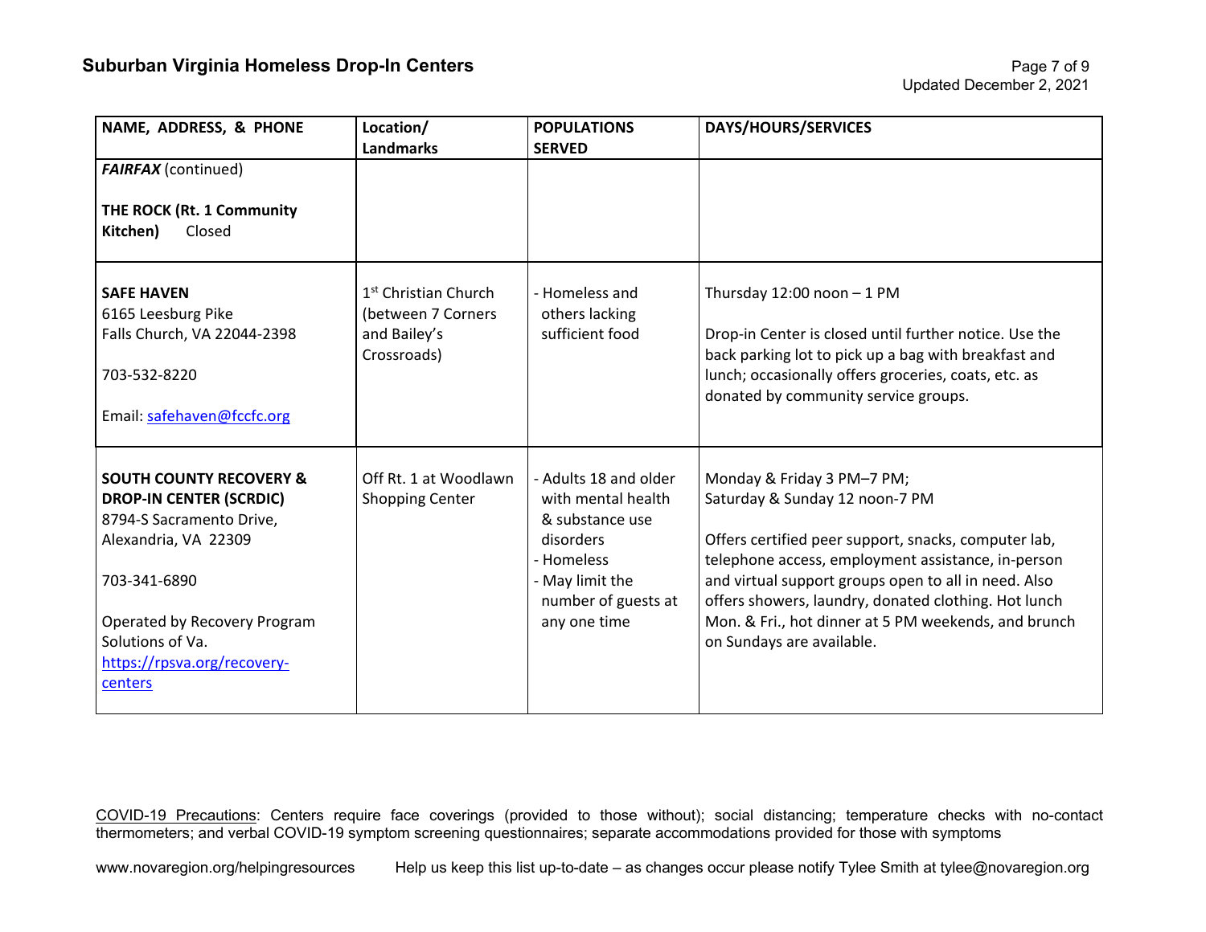## Suburban Virginia Homeless Drop-In Centers

Updated December 2, 2021

| NAME, ADDRESS, & PHONE | Location/ Landmarks | POPULATIONS SERVED | DAYS/HOURS/SERVICES |
|---|---|---|---|
| ***FAIRFAX*** (continued)<br><br>**THE ROCK (Rt. 1 Community Kitchen)** Closed | | | |
| **SAFE HAVEN**<br>6165 Leesburg Pike<br>Falls Church, VA 22044-2398<br><br>703-532-8220<br><br>Email: safehaven@fccfc.org | 1st Christian Church (between 7 Corners and Bailey's Crossroads) | - Homeless and others lacking sufficient food | Thursday 12:00 noon – 1 PM<br><br>Drop-in Center is closed until further notice. Use the back parking lot to pick up a bag with breakfast and lunch; occasionally offers groceries, coats, etc. as donated by community service groups. |
| **SOUTH COUNTY RECOVERY & DROP-IN CENTER (SCRDIC)**<br>8794-S Sacramento Drive,<br>Alexandria, VA 22309<br><br>703-341-6890<br><br>Operated by Recovery Program Solutions of Va.<br>https://rpsva.org/recovery-centers | Off Rt. 1 at Woodlawn Shopping Center | - Adults 18 and older with mental health & substance use disorders<br>- Homeless<br>- May limit the number of guests at any one time | Monday & Friday 3 PM–7 PM;<br>Saturday & Sunday 12 noon-7 PM<br><br>Offers certified peer support, snacks, computer lab, telephone access, employment assistance, in-person and virtual support groups open to all in need. Also offers showers, laundry, donated clothing. Hot lunch Mon. & Fri., hot dinner at 5 PM weekends, and brunch on Sundays are available. |

COVID-19 Precautions: Centers require face coverings (provided to those without); social distancing; temperature checks with no-contact thermometers; and verbal COVID-19 symptom screening questionnaires; separate accommodations provided for those with symptoms

www.novaregion.org/helpingresources     Help us keep this list up-to-date – as changes occur please notify Tylee Smith at tylee@novaregion.org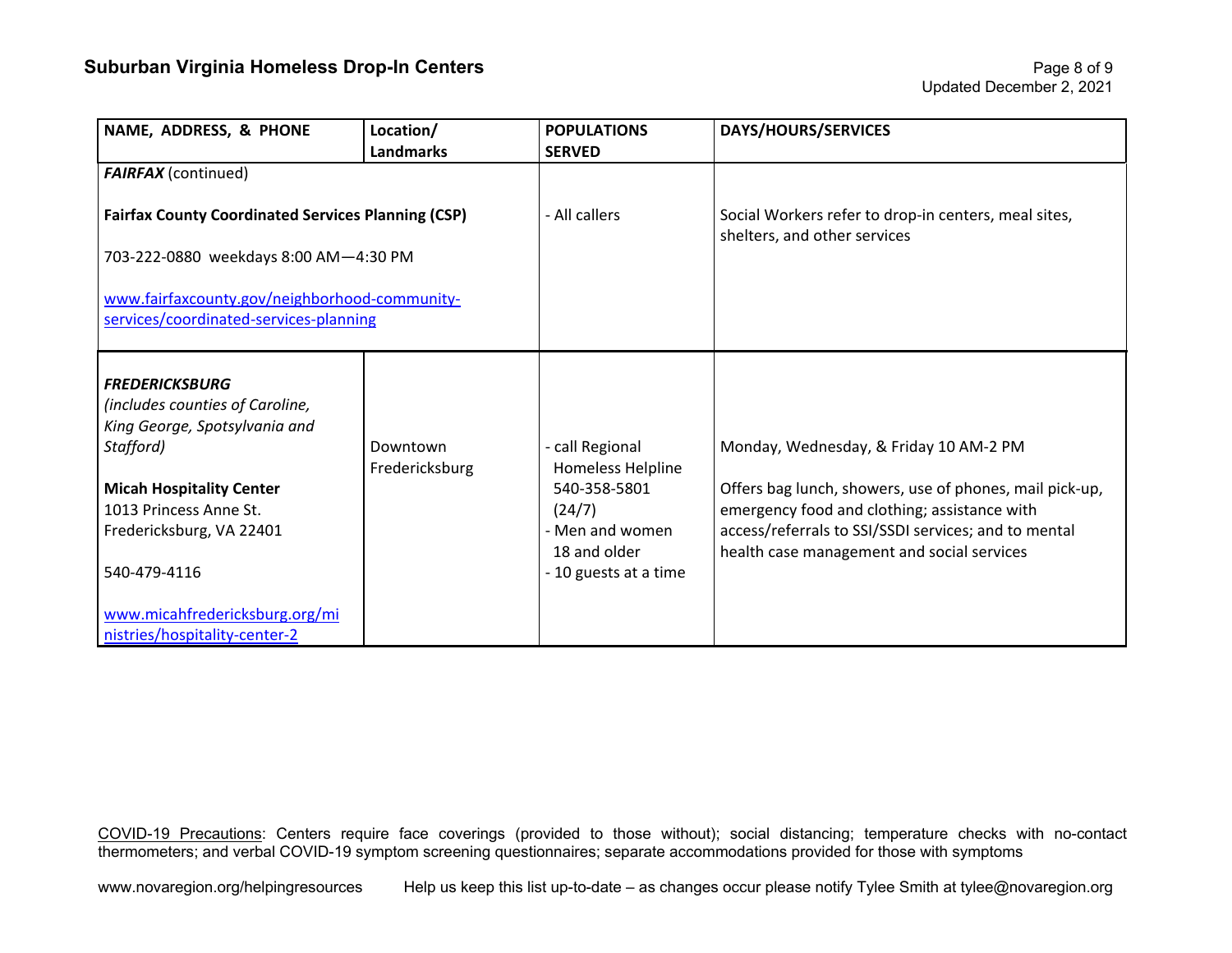## Suburban Virginia Homeless Drop-In Centers

Updated December 2, 2021

| NAME, ADDRESS, & PHONE | Location/ Landmarks | POPULATIONS SERVED | DAYS/HOURS/SERVICES |
|---|---|---|---|
| ***FAIRFAX*** (continued)<br><br>**Fairfax County Coordinated Services Planning (CSP)**<br><br>703-222-0880 weekdays 8:00 AM—4:30 PM<br><br>www.fairfaxcounty.gov/neighborhood-community-services/coordinated-services-planning | | - All callers | Social Workers refer to drop-in centers, meal sites, shelters, and other services |
| ***FREDERICKSBURG***<br>*(includes counties of Caroline, King George, Spotsylvania and Stafford)*<br><br>**Micah Hospitality Center**<br>1013 Princess Anne St.<br>Fredericksburg, VA 22401<br><br>540-479-4116<br><br>www.micahfredericksburg.org/ministries/hospitality-center-2 | Downtown Fredericksburg | - call Regional Homeless Helpline 540-358-5801 (24/7)<br>- Men and women 18 and older<br>- 10 guests at a time | Monday, Wednesday, & Friday 10 AM-2 PM<br><br>Offers bag lunch, showers, use of phones, mail pick-up, emergency food and clothing; assistance with access/referrals to SSI/SSDI services; and to mental health case management and social services |

COVID-19 Precautions: Centers require face coverings (provided to those without); social distancing; temperature checks with no-contact thermometers; and verbal COVID-19 symptom screening questionnaires; separate accommodations provided for those with symptoms

www.novaregion.org/helpingresources Help us keep this list up-to-date – as changes occur please notify Tylee Smith at tylee@novaregion.org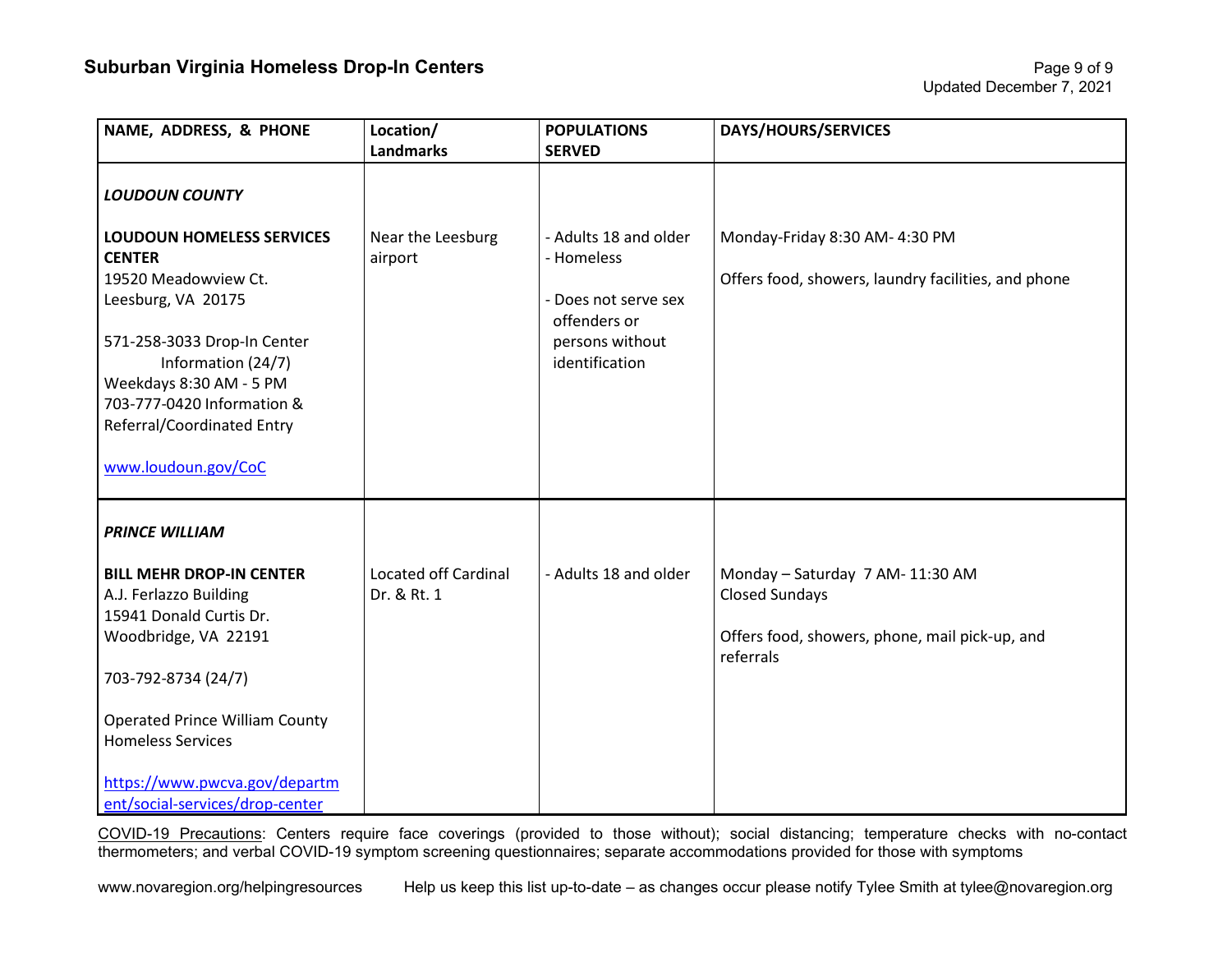## Suburban Virginia Homeless Drop-In Centers

Updated December 7, 2021

| NAME, ADDRESS, & PHONE | Location/ Landmarks | POPULATIONS SERVED | DAYS/HOURS/SERVICES |
|---|---|---|---|
| ***LOUDOUN COUNTY*** | | | |
| **LOUDOUN HOMELESS SERVICES CENTER**<br>19520 Meadowview Ct.<br>Leesburg, VA 20175<br><br>571-258-3033 Drop-In Center Information (24/7)<br>Weekdays 8:30 AM - 5 PM<br>703-777-0420 Information & Referral/Coordinated Entry<br><br>www.loudoun.gov/CoC | Near the Leesburg airport | - Adults 18 and older<br>- Homeless<br><br>- Does not serve sex offenders or persons without identification | Monday-Friday 8:30 AM- 4:30 PM<br><br>Offers food, showers, laundry facilities, and phone |
| ***PRINCE WILLIAM*** | | | |
| **BILL MEHR DROP-IN CENTER**<br>A.J. Ferlazzo Building<br>15941 Donald Curtis Dr.<br>Woodbridge, VA 22191<br><br>703-792-8734 (24/7)<br><br>Operated Prince William County Homeless Services<br><br>https://www.pwcva.gov/department/social-services/drop-center | Located off Cardinal Dr. & Rt. 1 | - Adults 18 and older | Monday – Saturday 7 AM- 11:30 AM<br>Closed Sundays<br><br>Offers food, showers, phone, mail pick-up, and referrals |

COVID-19 Precautions: Centers require face coverings (provided to those without); social distancing; temperature checks with no-contact thermometers; and verbal COVID-19 symptom screening questionnaires; separate accommodations provided for those with symptoms

www.novaregion.org/helpingresources Help us keep this list up-to-date – as changes occur please notify Tylee Smith at tylee@novaregion.org